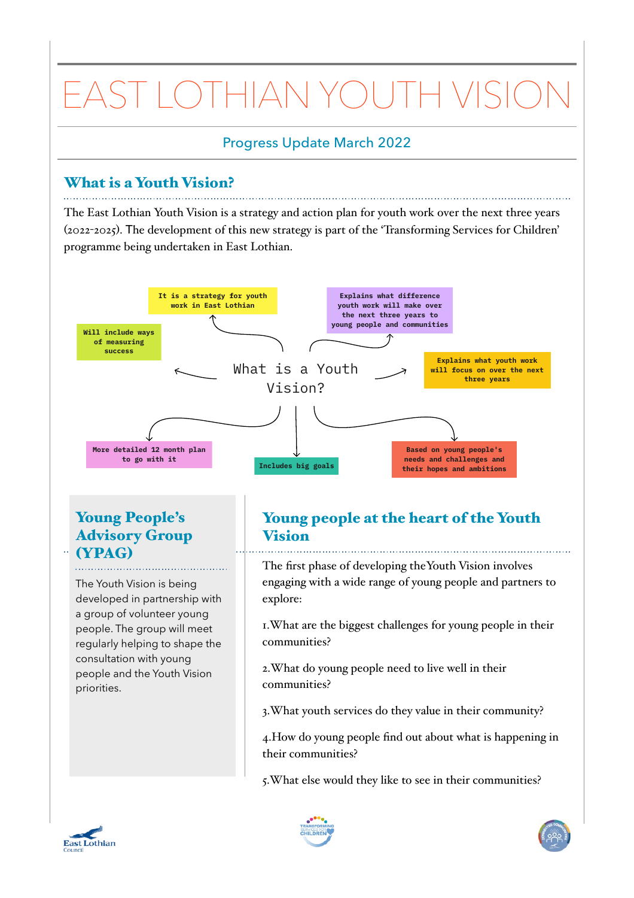# EAST LOTHIAN YOUTH VISION

Progress Update March 2022

## What is a Youth Vision?

The East Lothian Youth Vision is a strategy and action plan for youth work over the next three years (2022-2025). The development of this new strategy is part of the 'Transforming Services for Children' programme being undertaken in East Lothian.

What is a Youth Vision?

- It is a strategy for youth work in East Lothian
- Explains what difference youth work will make over the next three years to young people and communities
- Will include ways of measuring success
- Explains what youth work will focus on over the next three years
- More detailed 12 month plan to go with it
- Includes big goals
- Based on young people's needs and challenges and their hopes and ambitions

## Young People's Advisory Group (YPAG)

The Youth Vision is being developed in partnership with a group of volunteer young people. The group will meet regularly helping to shape the consultation with young people and the Youth Vision priorities.

## Young people at the heart of the Youth Vision

The first phase of developing the Youth Vision involves engaging with a wide range of young people and partners to explore:

1. What are the biggest challenges for young people in their communities?
2. What do young people need to live well in their communities?
3. What youth services do they value in their community?
4. How do young people find out about what is happening in their communities?
5. What else would they like to see in their communities?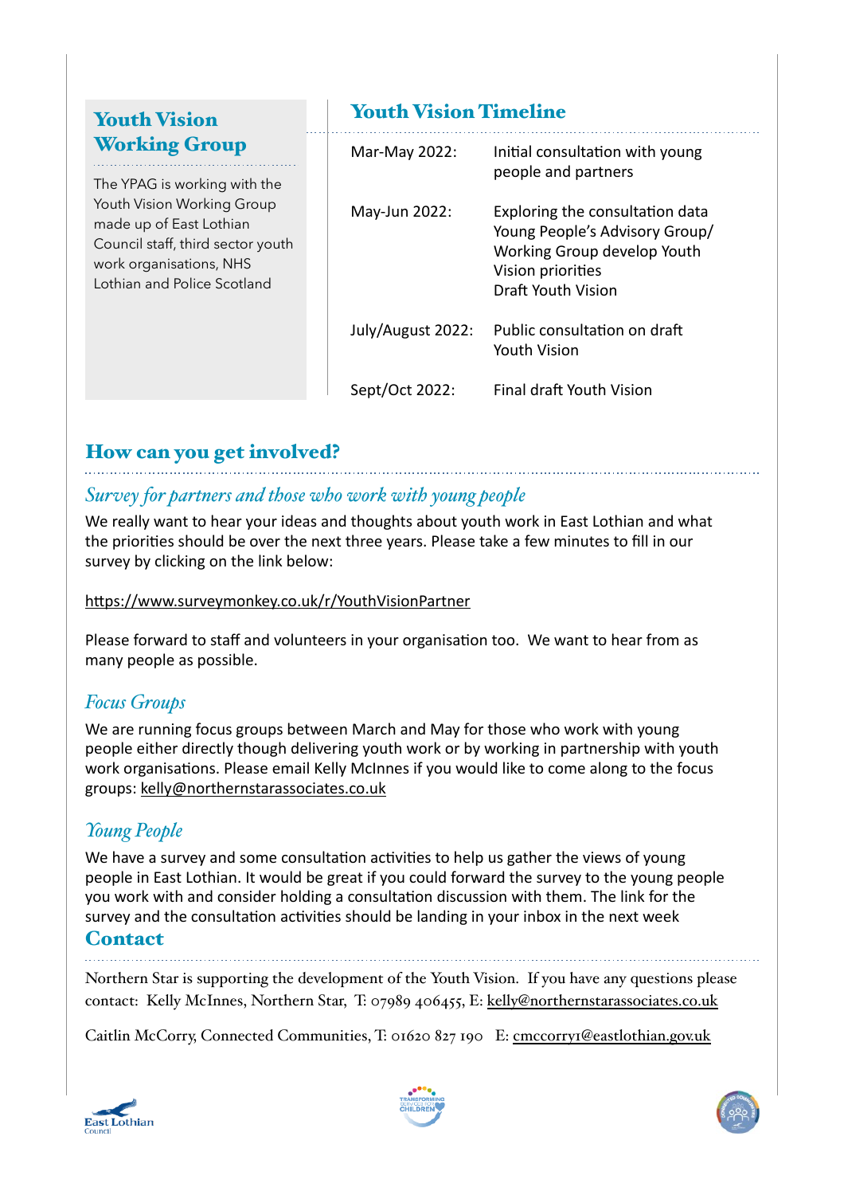## Youth Vision Working Group

The YPAG is working with the Youth Vision Working Group made up of East Lothian Council staff, third sector youth work organisations, NHS Lothian and Police Scotland

## Youth Vision Timeline

| | |
|---|---|
| Mar-May 2022: | Initial consultation with young people and partners |
| May-Jun 2022: | Exploring the consultation data Young People's Advisory Group/ Working Group develop Youth Vision priorities Draft Youth Vision |
| July/August 2022: | Public consultation on draft Youth Vision |
| Sept/Oct 2022: | Final draft Youth Vision |

## How can you get involved?

### *Survey for partners and those who work with young people*

We really want to hear your ideas and thoughts about youth work in East Lothian and what the priorities should be over the next three years. Please take a few minutes to fill in our survey by clicking on the link below:

https://www.surveymonkey.co.uk/r/YouthVisionPartner

Please forward to staff and volunteers in your organisation too. We want to hear from as many people as possible.

### *Focus Groups*

We are running focus groups between March and May for those who work with young people either directly though delivering youth work or by working in partnership with youth work organisations. Please email Kelly McInnes if you would like to come along to the focus groups: kelly@northernstarassociates.co.uk

### *Young People*

We have a survey and some consultation activities to help us gather the views of young people in East Lothian. It would be great if you could forward the survey to the young people you work with and consider holding a consultation discussion with them. The link for the survey and the consultation activities should be landing in your inbox in the next week

## Contact

Northern Star is supporting the development of the Youth Vision. If you have any questions please contact: Kelly McInnes, Northern Star, T: 07989 406455, E: kelly@northernstarassociates.co.uk

Caitlin McCorry, Connected Communities, T: 01620 827 190 E: cmccorry1@eastlothian.gov.uk